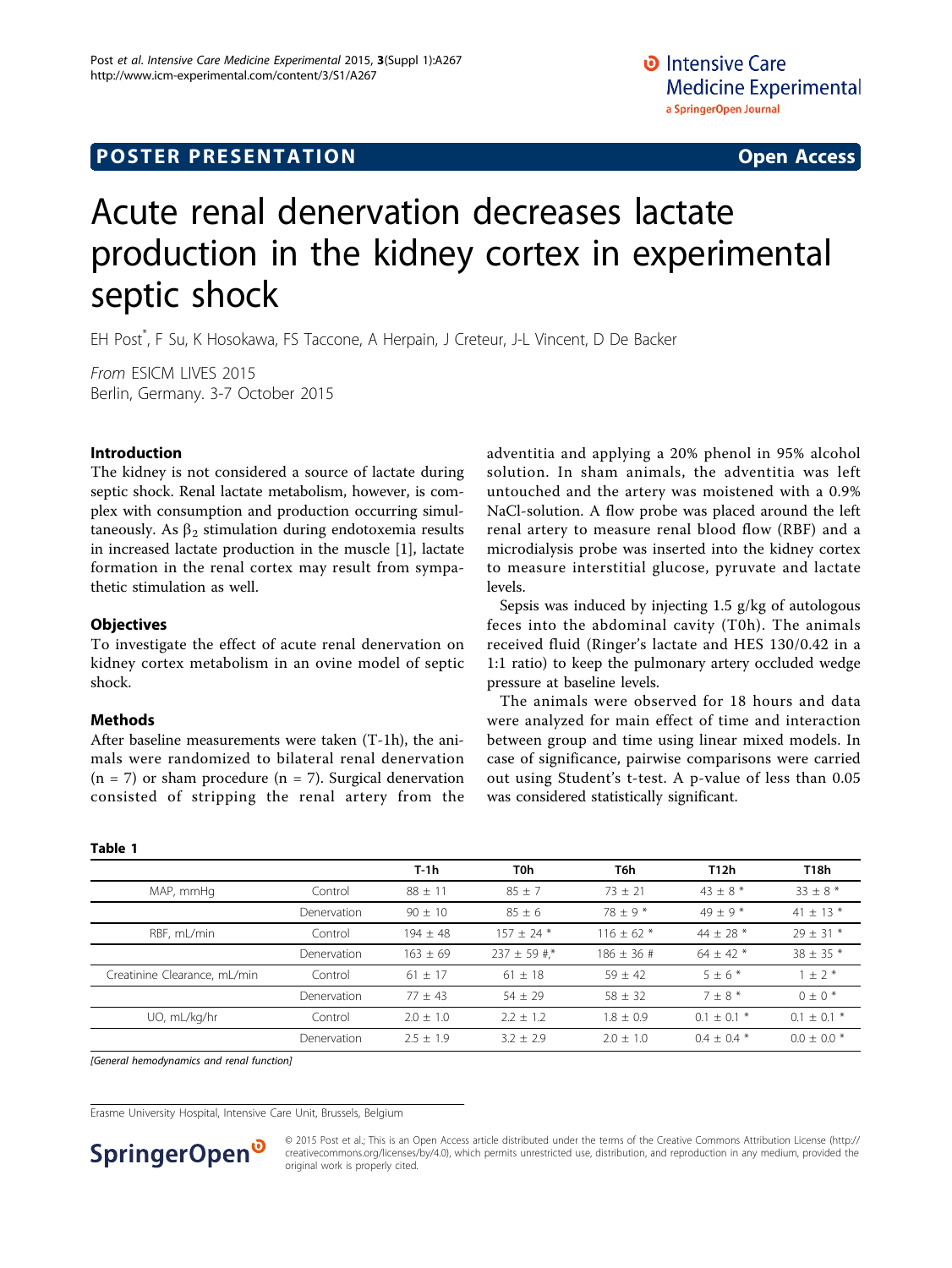POSTER PRESENTATION

Open Access

# Acute renal denervation decreases lactate production in the kidney cortex in experimental septic shock

EH Post*, F Su, K Hosokawa, FS Taccone, A Herpain, J Creteur, J-L Vincent, D De Backer

*From* ESICM LIVES 2015
Berlin, Germany. 3-7 October 2015

## Introduction

The kidney is not considered a source of lactate during septic shock. Renal lactate metabolism, however, is complex with consumption and production occurring simultaneously. As $\beta_2$ stimulation during endotoxemia results in increased lactate production in the muscle [1], lactate formation in the renal cortex may result from sympathetic stimulation as well.

## Objectives

To investigate the effect of acute renal denervation on kidney cortex metabolism in an ovine model of septic shock.

## Methods

After baseline measurements were taken (T-1h), the animals were randomized to bilateral renal denervation (n = 7) or sham procedure (n = 7). Surgical denervation consisted of stripping the renal artery from the adventitia and applying a 20% phenol in 95% alcohol solution. In sham animals, the adventitia was left untouched and the artery was moistened with a 0.9% NaCl-solution. A flow probe was placed around the left renal artery to measure renal blood flow (RBF) and a microdialysis probe was inserted into the kidney cortex to measure interstitial glucose, pyruvate and lactate levels.

Sepsis was induced by injecting 1.5 g/kg of autologous feces into the abdominal cavity (T0h). The animals received fluid (Ringer's lactate and HES 130/0.42 in a 1:1 ratio) to keep the pulmonary artery occluded wedge pressure at baseline levels.

The animals were observed for 18 hours and data were analyzed for main effect of time and interaction between group and time using linear mixed models. In case of significance, pairwise comparisons were carried out using Student's t-test. A p-value of less than 0.05 was considered statistically significant.

**Table 1**

| | | T-1h | T0h | T6h | T12h | T18h |
|---|---|---|---|---|---|---|
| MAP, mmHg | Control | 88 ± 11 | 85 ± 7 | 73 ± 21 | 43 ± 8 * | 33 ± 8 * |
| | Denervation | 90 ± 10 | 85 ± 6 | 78 ± 9 * | 49 ± 9 * | 41 ± 13 * |
| RBF, mL/min | Control | 194 ± 48 | 157 ± 24 * | 116 ± 62 * | 44 ± 28 * | 29 ± 31 * |
| | Denervation | 163 ± 69 | 237 ± 59 #,* | 186 ± 36 # | 64 ± 42 * | 38 ± 35 * |
| Creatinine Clearance, mL/min | Control | 61 ± 17 | 61 ± 18 | 59 ± 42 | 5 ± 6 * | 1 ± 2 * |
| | Denervation | 77 ± 43 | 54 ± 29 | 58 ± 32 | 7 ± 8 * | 0 ± 0 * |
| UO, mL/kg/hr | Control | 2.0 ± 1.0 | 2.2 ± 1.2 | 1.8 ± 0.9 | 0.1 ± 0.1 * | 0.1 ± 0.1 * |
| | Denervation | 2.5 ± 1.9 | 3.2 ± 2.9 | 2.0 ± 1.0 | 0.4 ± 0.4 * | 0.0 ± 0.0 * |

*[General hemodynamics and renal function]*

Erasme University Hospital, Intensive Care Unit, Brussels, Belgium

© 2015 Post et al.; This is an Open Access article distributed under the terms of the Creative Commons Attribution License (http://creativecommons.org/licenses/by/4.0), which permits unrestricted use, distribution, and reproduction in any medium, provided the original work is properly cited.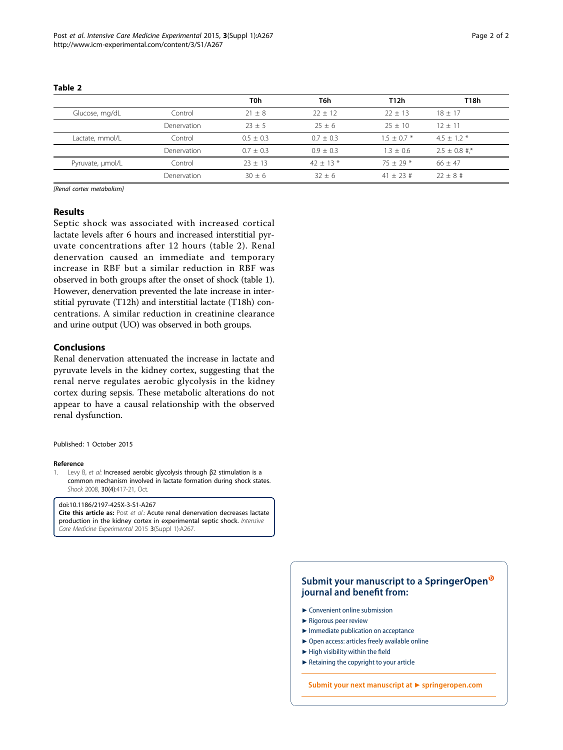**Table 2**

| | | T0h | T6h | T12h | T18h |
|---|---|---|---|---|---|
| Glucose, mg/dL | Control | 21 ± 8 | 22 ± 12 | 22 ± 13 | 18 ± 17 |
| | Denervation | 23 ± 5 | 25 ± 6 | 25 ± 10 | 12 ± 11 |
| Lactate, mmol/L | Control | 0.5 ± 0.3 | 0.7 ± 0.3 | 1.5 ± 0.7 * | 4.5 ± 1.2 * |
| | Denervation | 0.7 ± 0.3 | 0.9 ± 0.3 | 1.3 ± 0.6 | 2.5 ± 0.8 #,* |
| Pyruvate, μmol/L | Control | 23 ± 13 | 42 ± 13 * | 75 ± 29 * | 66 ± 47 |
| | Denervation | 30 ± 6 | 32 ± 6 | 41 ± 23 # | 22 ± 8 # |

*[Renal cortex metabolism]*

## Results

Septic shock was associated with increased cortical lactate levels after 6 hours and increased interstitial pyruvate concentrations after 12 hours (table 2). Renal denervation caused an immediate and temporary increase in RBF but a similar reduction in RBF was observed in both groups after the onset of shock (table 1). However, denervation prevented the late increase in interstitial pyruvate (T12h) and interstitial lactate (T18h) concentrations. A similar reduction in creatinine clearance and urine output (UO) was observed in both groups.

## Conclusions

Renal denervation attenuated the increase in lactate and pyruvate levels in the kidney cortex, suggesting that the renal nerve regulates aerobic glycolysis in the kidney cortex during sepsis. These metabolic alterations do not appear to have a causal relationship with the observed renal dysfunction.

Published: 1 October 2015

**Reference**

1. Levy B, *et al*: Increased aerobic glycolysis through β2 stimulation is a common mechanism involved in lactate formation during shock states. *Shock* 2008, **30(4)**:417-21, Oct.

doi:10.1186/2197-425X-3-S1-A267
**Cite this article as:** Post *et al.*: Acute renal denervation decreases lactate production in the kidney cortex in experimental septic shock. *Intensive Care Medicine Experimental* 2015 **3**(Suppl 1):A267.

**Submit your manuscript to a SpringerOpen journal and benefit from:**

- ► Convenient online submission
- ► Rigorous peer review
- ► Immediate publication on acceptance
- ► Open access: articles freely available online
- ► High visibility within the field
- ► Retaining the copyright to your article

**Submit your next manuscript at ► springeropen.com**